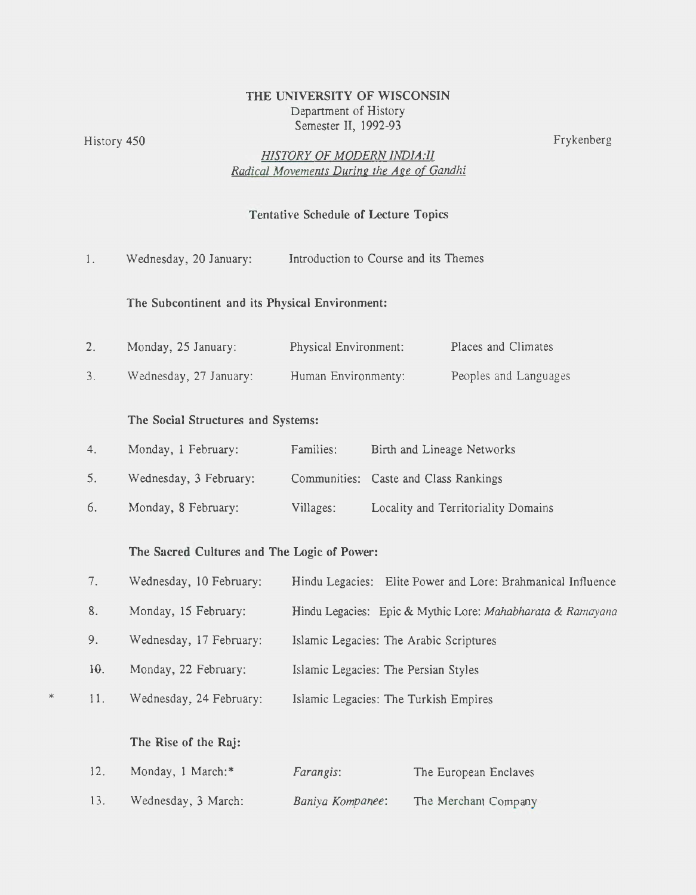**THE UNIVERSITY OF WISCONSIN**
Department of History
Semester II, 1992-93

History 450 Frykenberg

*HISTORY OF MODERN INDIA:II*
*Radical Movements During the Age of Gandhi*

**Tentative Schedule of Lecture Topics**

1. Wednesday, 20 January: Introduction to Course and its Themes

**The Subcontinent and its Physical Environment:**

2. Monday, 25 January: Physical Environment: Places and Climates
3. Wednesday, 27 January: Human Environmenty: Peoples and Languages

**The Social Structures and Systems:**

4. Monday, 1 February: Families: Birth and Lineage Networks
5. Wednesday, 3 February: Communities: Caste and Class Rankings
6. Monday, 8 February: Villages: Locality and Territoriality Domains

**The Sacred Cultures and The Logic of Power:**

7. Wednesday, 10 February: Hindu Legacies: Elite Power and Lore: Brahmanical Influence
8. Monday, 15 February: Hindu Legacies: Epic & Mythic Lore: *Mahabharata & Ramayana*
9. Wednesday, 17 February: Islamic Legacies: The Arabic Scriptures
10. Monday, 22 February: Islamic Legacies: The Persian Styles
11. Wednesday, 24 February: Islamic Legacies: The Turkish Empires *

**The Rise of the Raj:**

12. Monday, 1 March:* *Farangis*: The European Enclaves
13. Wednesday, 3 March: *Baniya Kompanee*: The Merchant Company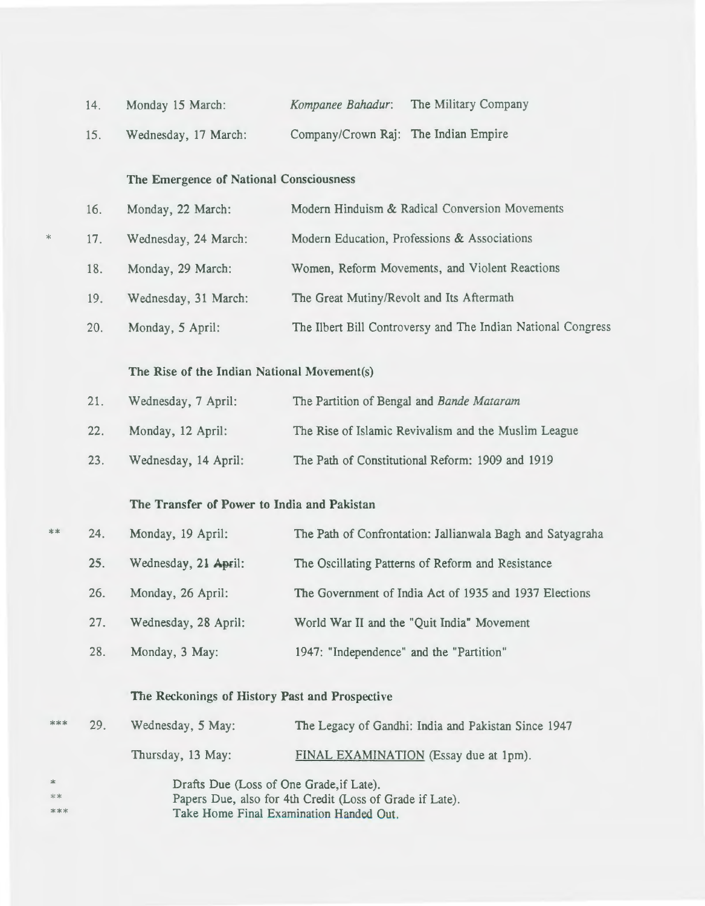| | | | |
|---|---|---|---|
| | 14. | Monday 15 March: | *Kompanee Bahadur*: The Military Company |
| | 15. | Wednesday, 17 March: | Company/Crown Raj: The Indian Empire |

**The Emergence of National Consciousness**

| | | | |
|---|---|---|---|
| | 16. | Monday, 22 March: | Modern Hinduism & Radical Conversion Movements |
| * | 17. | Wednesday, 24 March: | Modern Education, Professions & Associations |
| | 18. | Monday, 29 March: | Women, Reform Movements, and Violent Reactions |
| | 19. | Wednesday, 31 March: | The Great Mutiny/Revolt and Its Aftermath |
| | 20. | Monday, 5 April: | The Ilbert Bill Controversy and The Indian National Congress |

**The Rise of the Indian National Movement(s)**

| | | | |
|---|---|---|---|
| | 21. | Wednesday, 7 April: | The Partition of Bengal and *Bande Mataram* |
| | 22. | Monday, 12 April: | The Rise of Islamic Revivalism and the Muslim League |
| | 23. | Wednesday, 14 April: | The Path of Constitutional Reform: 1909 and 1919 |

**The Transfer of Power to India and Pakistan**

| | | | |
|---|---|---|---|
| ** | 24. | Monday, 19 April: | The Path of Confrontation: Jallianwala Bagh and Satyagraha |
| | 25. | Wednesday, 21 April: | The Oscillating Patterns of Reform and Resistance |
| | 26. | Monday, 26 April: | The Government of India Act of 1935 and 1937 Elections |
| | 27. | Wednesday, 28 April: | World War II and the "Quit India" Movement |
| | 28. | Monday, 3 May: | 1947: "Independence" and the "Partition" |

**The Reckonings of History Past and Prospective**

| | | | |
|---|---|---|---|
| *** | 29. | Wednesday, 5 May: | The Legacy of Gandhi: India and Pakistan Since 1947 |
| | | Thursday, 13 May: | FINAL EXAMINATION (Essay due at 1pm). |

\* Drafts Due (Loss of One Grade, if Late).
\** Papers Due, also for 4th Credit (Loss of Grade if Late).
\*** Take Home Final Examination Handed Out.